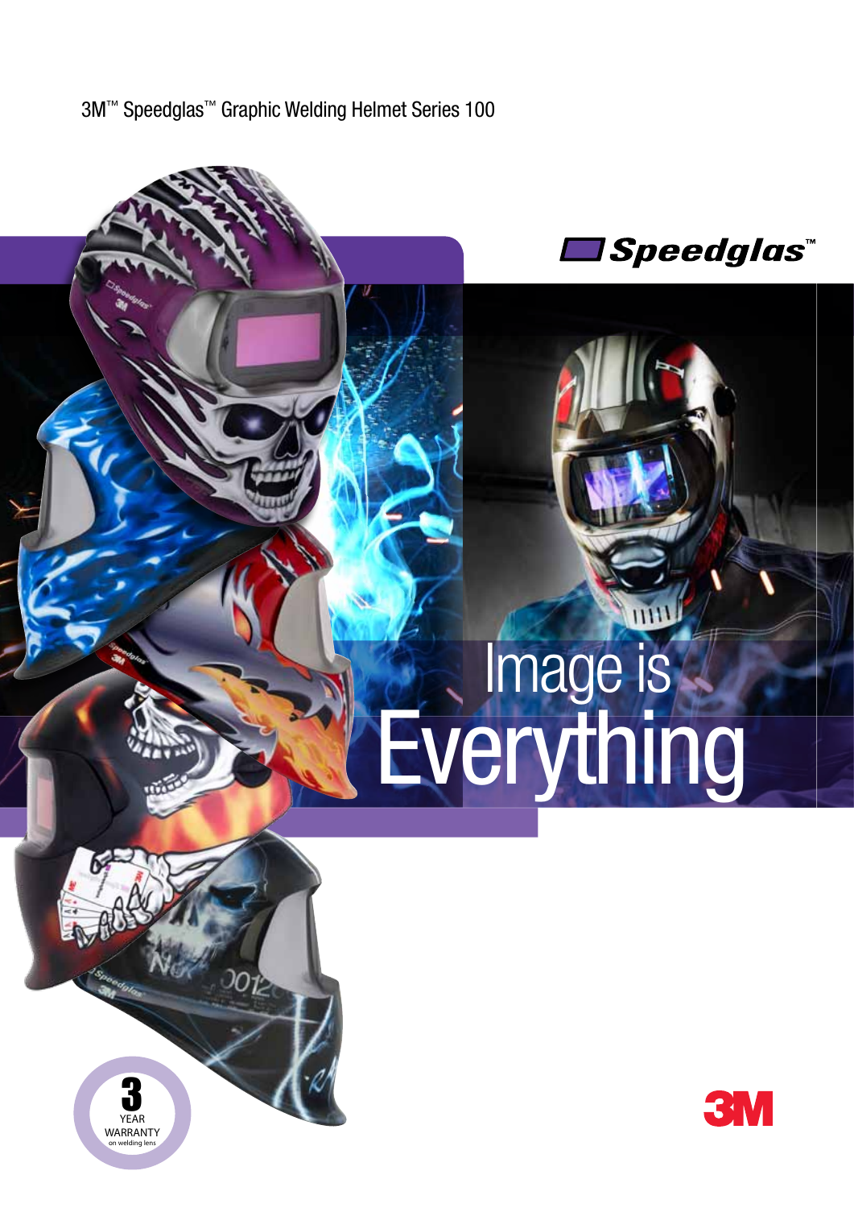3M™ Speedglas™ Graphic Welding Helmet Series 100

Speedglas™

# Image is Everything

3 YEAR WARRANTY on welding lens

3M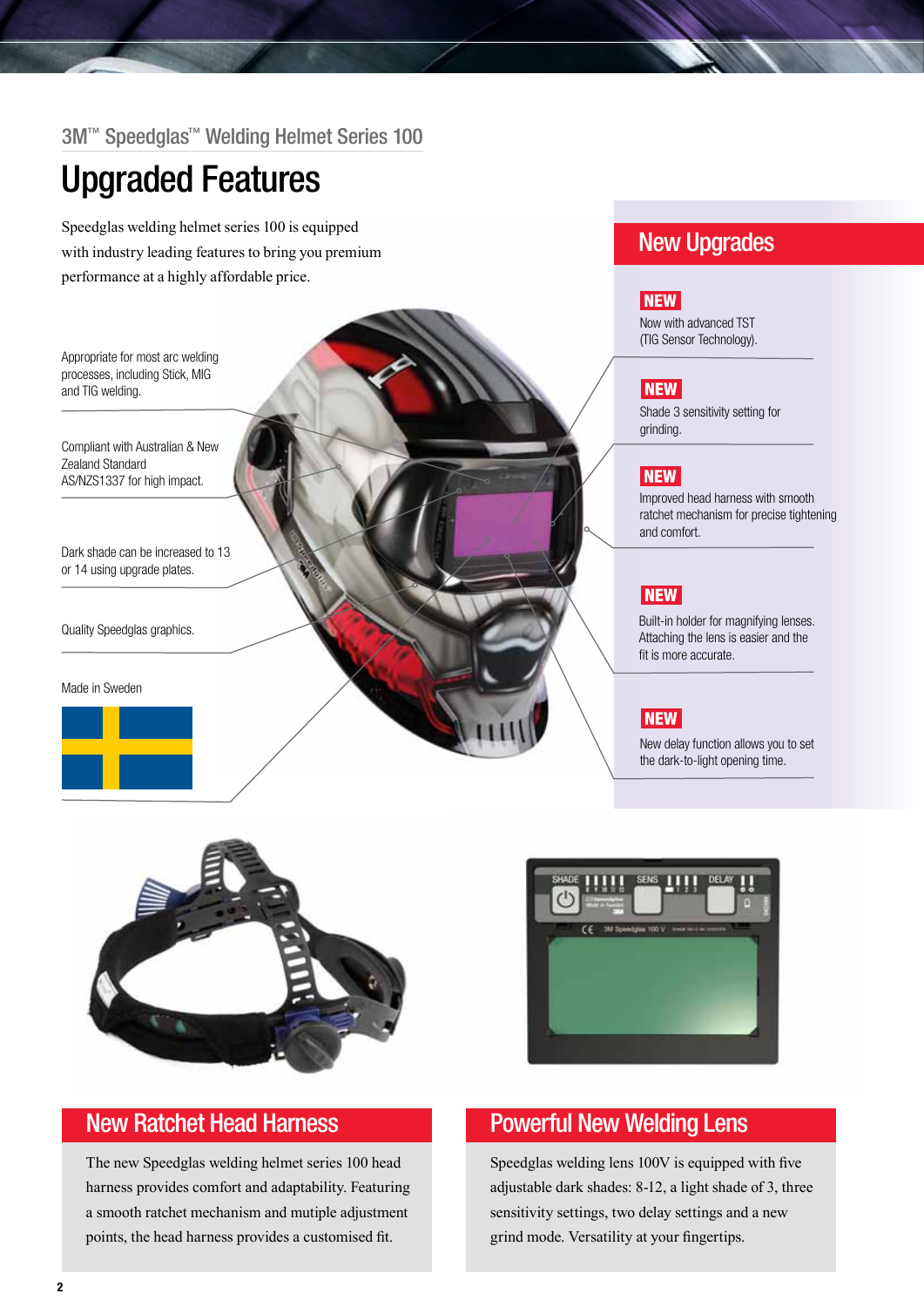3M™ Speedglas™ Welding Helmet Series 100

# Upgraded Features

Speedglas welding helmet series 100 is equipped with industry leading features to bring you premium performance at a highly affordable price.

Appropriate for most arc welding processes, including Stick, MIG and TIG welding.

Compliant with Australian & New Zealand Standard AS/NZS1337 for high impact.

Dark shade can be increased to 13 or 14 using upgrade plates.

Quality Speedglas graphics.

Made in Sweden

## New Upgrades

**NEW**
Now with advanced TST (TIG Sensor Technology).

**NEW**
Shade 3 sensitivity setting for grinding.

**NEW**
Improved head harness with smooth ratchet mechanism for precise tightening and comfort.

**NEW**
Built-in holder for magnifying lenses. Attaching the lens is easier and the fit is more accurate.

**NEW**
New delay function allows you to set the dark-to-light opening time.

## New Ratchet Head Harness

The new Speedglas welding helmet series 100 head harness provides comfort and adaptability. Featuring a smooth ratchet mechanism and mutiple adjustment points, the head harness provides a customised fit.

## Powerful New Welding Lens

Speedglas welding lens 100V is equipped with five adjustable dark shades: 8-12, a light shade of 3, three sensitivity settings, two delay settings and a new grind mode. Versatility at your fingertips.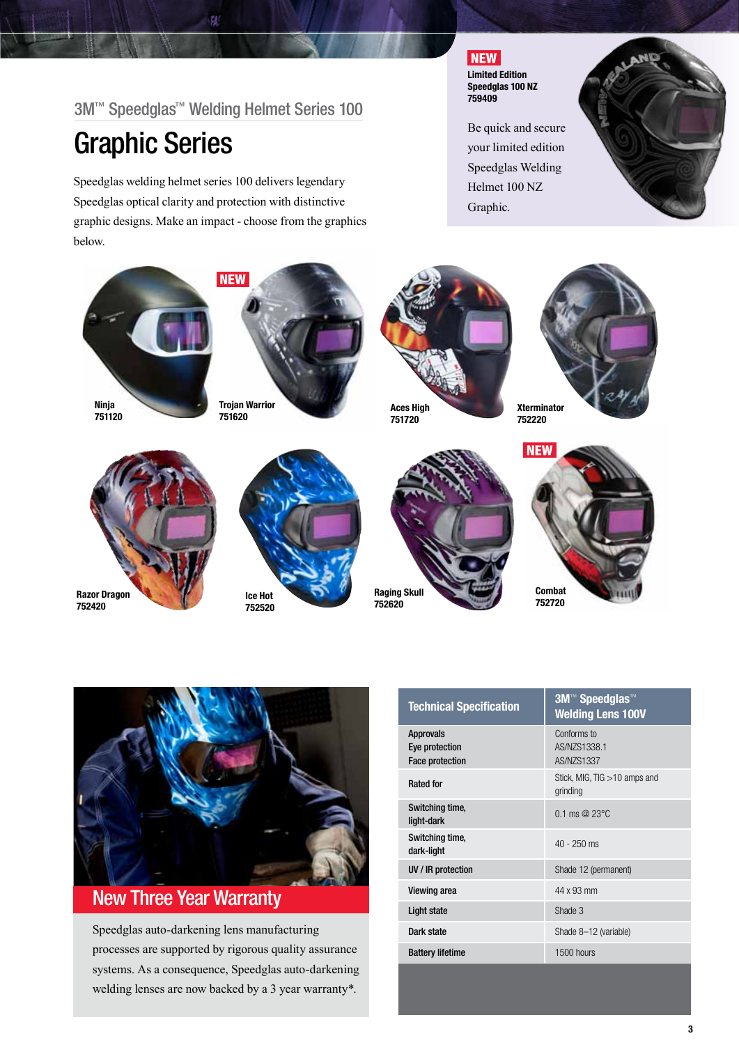3M™ Speedglas™ Welding Helmet Series 100

# Graphic Series

Speedglas welding helmet series 100 delivers legendary Speedglas optical clarity and protection with distinctive graphic designs. Make an impact - choose from the graphics below.

**NEW**

**Limited Edition Speedglas 100 NZ 759409**

Be quick and secure your limited edition Speedglas Welding Helmet 100 NZ Graphic.

**Ninja**
**751120**

**NEW**

**Trojan Warrior**
**751620**

**Aces High**
**751720**

**Xterminator**
**752220**

**Razor Dragon**
**752420**

**Ice Hot**
**752520**

**Raging Skull**
**752620**

**NEW**

**Combat**
**752720**

## New Three Year Warranty

Speedglas auto-darkening lens manufacturing processes are supported by rigorous quality assurance systems. As a consequence, Speedglas auto-darkening welding lenses are now backed by a 3 year warranty*.

| Technical Specification | 3M™ Speedglas™ Welding Lens 100V |
|---|---|
| Approvals<br>Eye protection<br>Face protection | Conforms to<br>AS/NZS1338.1<br>AS/NZS1337 |
| Rated for | Stick, MIG, TIG >10 amps and grinding |
| Switching time, light-dark | 0.1 ms @ 23°C |
| Switching time, dark-light | 40 - 250 ms |
| UV / IR protection | Shade 12 (permanent) |
| Viewing area | 44 x 93 mm |
| Light state | Shade 3 |
| Dark state | Shade 8–12 (variable) |
| Battery lifetime | 1500 hours |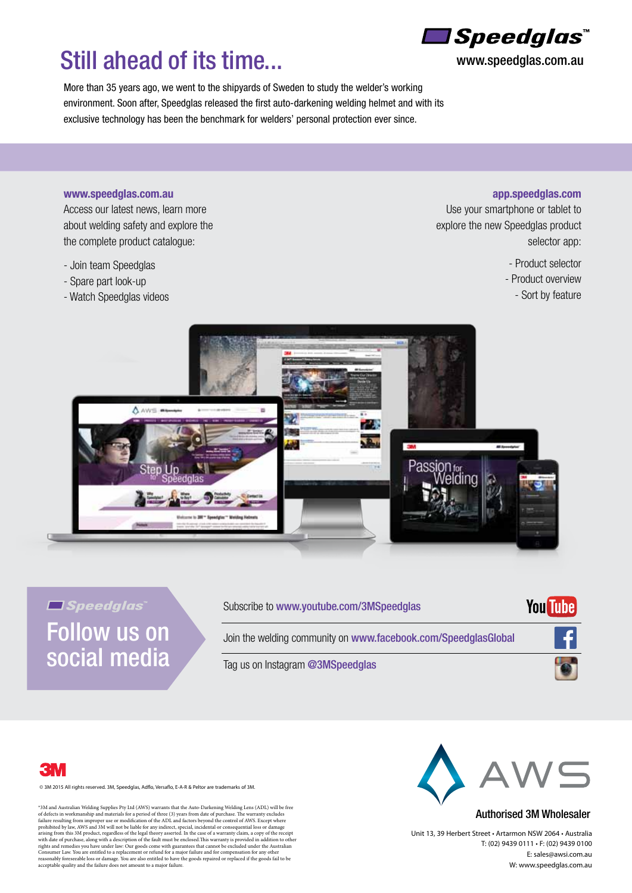# Still ahead of its time...

Speedglas™
www.speedglas.com.au

More than 35 years ago, we went to the shipyards of Sweden to study the welder's working environment. Soon after, Speedglas released the first auto-darkening welding helmet and with its exclusive technology has been the benchmark for welders' personal protection ever since.

**www.speedglas.com.au**

Access our latest news, learn more about welding safety and explore the complete product catalogue:

- Join team Speedglas
- Spare part look-up
- Watch Speedglas videos

**app.speedglas.com**

Use your smartphone or tablet to explore the new Speedglas product selector app:

- Product selector
- Product overview
- Sort by feature

## Follow us on social media

Subscribe to **www.youtube.com/3MSpeedglas**

Join the welding community on **www.facebook.com/SpeedglasGlobal**

Tag us on Instagram **@3MSpeedglas**

© 3M 2015 All rights reserved. 3M, Speedglas, Adflo, Versaflo, E-A-R & Peltor are trademarks of 3M.

*3M and Australian Welding Supplies Pty Ltd (AWS) warrants that the Auto-Darkening Welding Lens (ADL) will be free of defects in workmanship and materials for a period of three (3) years from date of purchase. The warranty excludes failure resulting from improper use or modification of the ADL and factors beyond the control of AWS. Except where prohibited by law, AWS and 3M will not be liable for any indirect, special, incidental or consequential loss or damage arising from this 3M product, regardless of the legal theory asserted. In the case of a warranty claim, a copy of the receipt with date of purchase, along with a description of the fault must be enclosed.This warranty is provided in addition to other rights and remedies you have under law: Our goods come with guarantees that cannot be excluded under the Australian Consumer Law. You are entitled to a replacement or refund for a major failure and for compensation for any other reasonably foreseeable loss or damage. You are also entitled to have the goods repaired or replaced if the goods fail to be acceptable quality and the failure does not amount to a major failure.

AWS

**Authorised 3M Wholesaler**

Unit 13, 39 Herbert Street • Artarmon NSW 2064 • Australia
T: (02) 9439 0111 • F: (02) 9439 0100
E: sales@awsi.com.au
W: www.speedglas.com.au